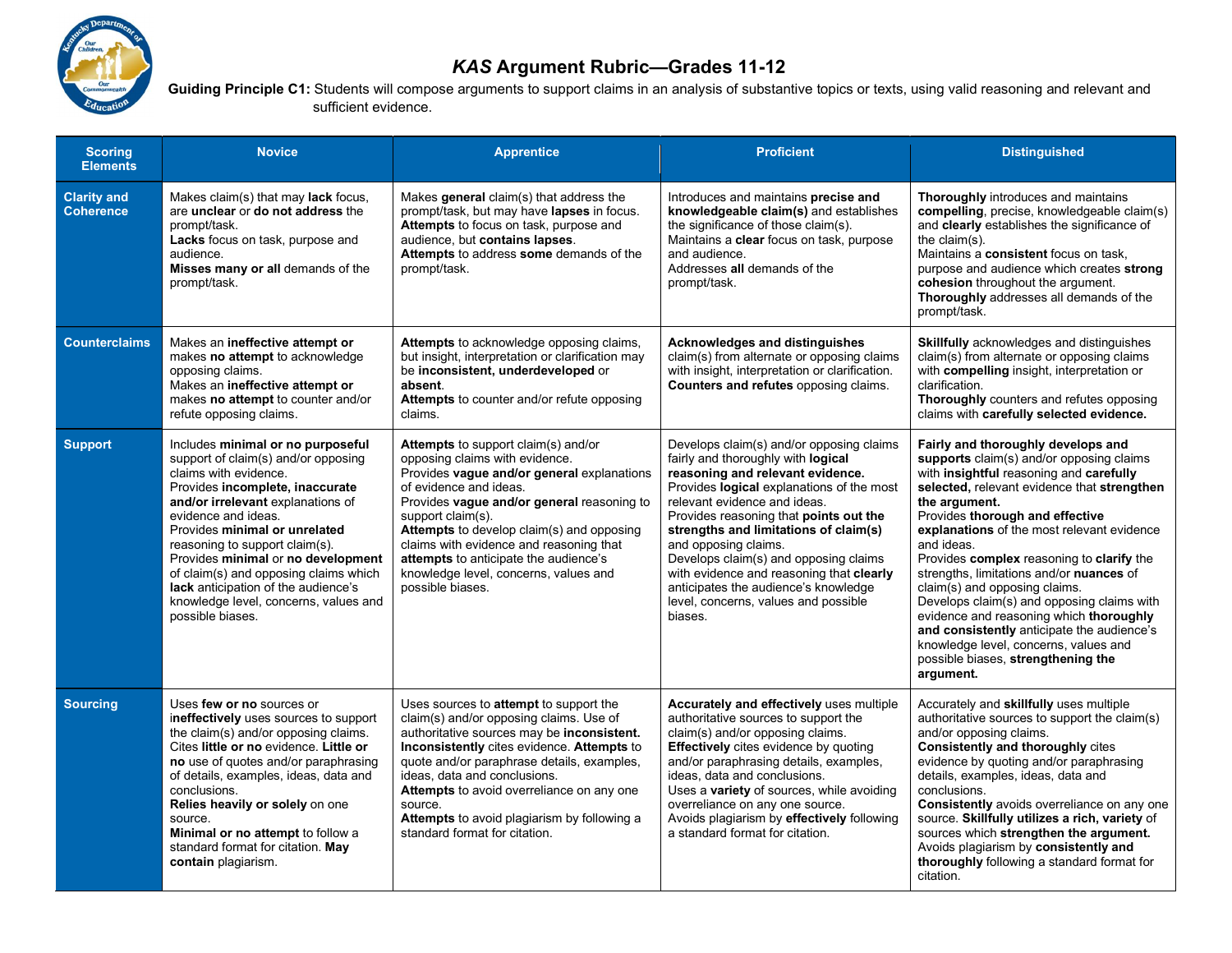# *KAS* Argument Rubric—Grades 11-12

**Guiding Principle C1:** Students will compose arguments to support claims in an analysis of substantive topics or texts, using valid reasoning and relevant and sufficient evidence.

| Scoring Elements | Novice | Apprentice | Proficient | Distinguished |
|---|---|---|---|---|
| **Clarity and Coherence** | Makes claim(s) that may **lack** focus, are **unclear** or **do not address** the prompt/task.<br>**Lacks** focus on task, purpose and audience.<br>**Misses many or all** demands of the prompt/task. | Makes **general** claim(s) that address the prompt/task, but may have **lapses** in focus.<br>**Attempts** to focus on task, purpose and audience, but **contains lapses**.<br>**Attempts** to address **some** demands of the prompt/task. | Introduces and maintains **precise and knowledgeable claim(s)** and establishes the significance of those claim(s).<br>Maintains a **clear** focus on task, purpose and audience.<br>Addresses **all** demands of the prompt/task. | **Thoroughly** introduces and maintains **compelling**, precise, knowledgeable claim(s) and **clearly** establishes the significance of the claim(s).<br>Maintains a **consistent** focus on task, purpose and audience which creates **strong cohesion** throughout the argument.<br>**Thoroughly** addresses all demands of the prompt/task. |
| **Counterclaims** | Makes an **ineffective attempt or** makes **no attempt** to acknowledge opposing claims.<br>Makes an **ineffective attempt or** makes **no attempt** to counter and/or refute opposing claims. | **Attempts** to acknowledge opposing claims, but insight, interpretation or clarification may be **inconsistent, underdeveloped** or **absent**.<br>**Attempts** to counter and/or refute opposing claims. | **Acknowledges and distinguishes** claim(s) from alternate or opposing claims with insight, interpretation or clarification.<br>**Counters and refutes** opposing claims. | **Skillfully** acknowledges and distinguishes claim(s) from alternate or opposing claims with **compelling** insight, interpretation or clarification.<br>**Thoroughly** counters and refutes opposing claims with **carefully selected evidence.** |
| **Support** | Includes **minimal or no purposeful** support of claim(s) and/or opposing claims with evidence.<br>Provides **incomplete, inaccurate and/or irrelevant** explanations of evidence and ideas.<br>Provides **minimal or unrelated** reasoning to support claim(s).<br>Provides **minimal** or **no development** of claim(s) and opposing claims which **lack** anticipation of the audience's knowledge level, concerns, values and possible biases. | **Attempts** to support claim(s) and/or opposing claims with evidence.<br>Provides **vague and/or general** explanations of evidence and ideas.<br>Provides **vague and/or general** reasoning to support claim(s).<br>**Attempts** to develop claim(s) and opposing claims with evidence and reasoning that **attempts** to anticipate the audience's knowledge level, concerns, values and possible biases. | Develops claim(s) and/or opposing claims fairly and thoroughly with **logical reasoning and relevant evidence.**<br>Provides **logical** explanations of the most relevant evidence and ideas.<br>Provides reasoning that **points out the strengths and limitations of claim(s)** and opposing claims.<br>Develops claim(s) and opposing claims with evidence and reasoning that **clearly** anticipates the audience's knowledge level, concerns, values and possible biases. | **Fairly and thoroughly develops and supports** claim(s) and/or opposing claims with **insightful** reasoning and **carefully selected,** relevant evidence that **strengthen the argument.**<br>Provides **thorough and effective explanations** of the most relevant evidence and ideas.<br>Provides **complex** reasoning to **clarify** the strengths, limitations and/or **nuances** of claim(s) and opposing claims.<br>Develops claim(s) and opposing claims with evidence and reasoning which **thoroughly and consistently** anticipate the audience's knowledge level, concerns, values and possible biases, **strengthening the argument.** |
| **Sourcing** | Uses **few or no** sources or **ineffectively** uses sources to support the claim(s) and/or opposing claims.<br>Cites **little or no** evidence. **Little or no** use of quotes and/or paraphrasing of details, examples, ideas, data and conclusions.<br>**Relies heavily or solely** on one source.<br>**Minimal or no attempt** to follow a standard format for citation. **May contain** plagiarism. | Uses sources to **attempt** to support the claim(s) and/or opposing claims. Use of authoritative sources may be **inconsistent.**<br>**Inconsistently** cites evidence. **Attempts** to quote and/or paraphrase details, examples, ideas, data and conclusions.<br>**Attempts** to avoid overreliance on any one source.<br>**Attempts** to avoid plagiarism by following a standard format for citation. | **Accurately and effectively** uses multiple authoritative sources to support the claim(s) and/or opposing claims.<br>**Effectively** cites evidence by quoting and/or paraphrasing details, examples, ideas, data and conclusions.<br>Uses a **variety** of sources, while avoiding overreliance on any one source.<br>Avoids plagiarism by **effectively** following a standard format for citation. | Accurately and **skillfully** uses multiple authoritative sources to support the claim(s) and/or opposing claims.<br>**Consistently and thoroughly** cites evidence by quoting and/or paraphrasing details, examples, ideas, data and conclusions.<br>**Consistently** avoids overreliance on any one source. **Skillfully utilizes a rich, variety** of sources which **strengthen the argument.**<br>Avoids plagiarism by **consistently and thoroughly** following a standard format for citation. |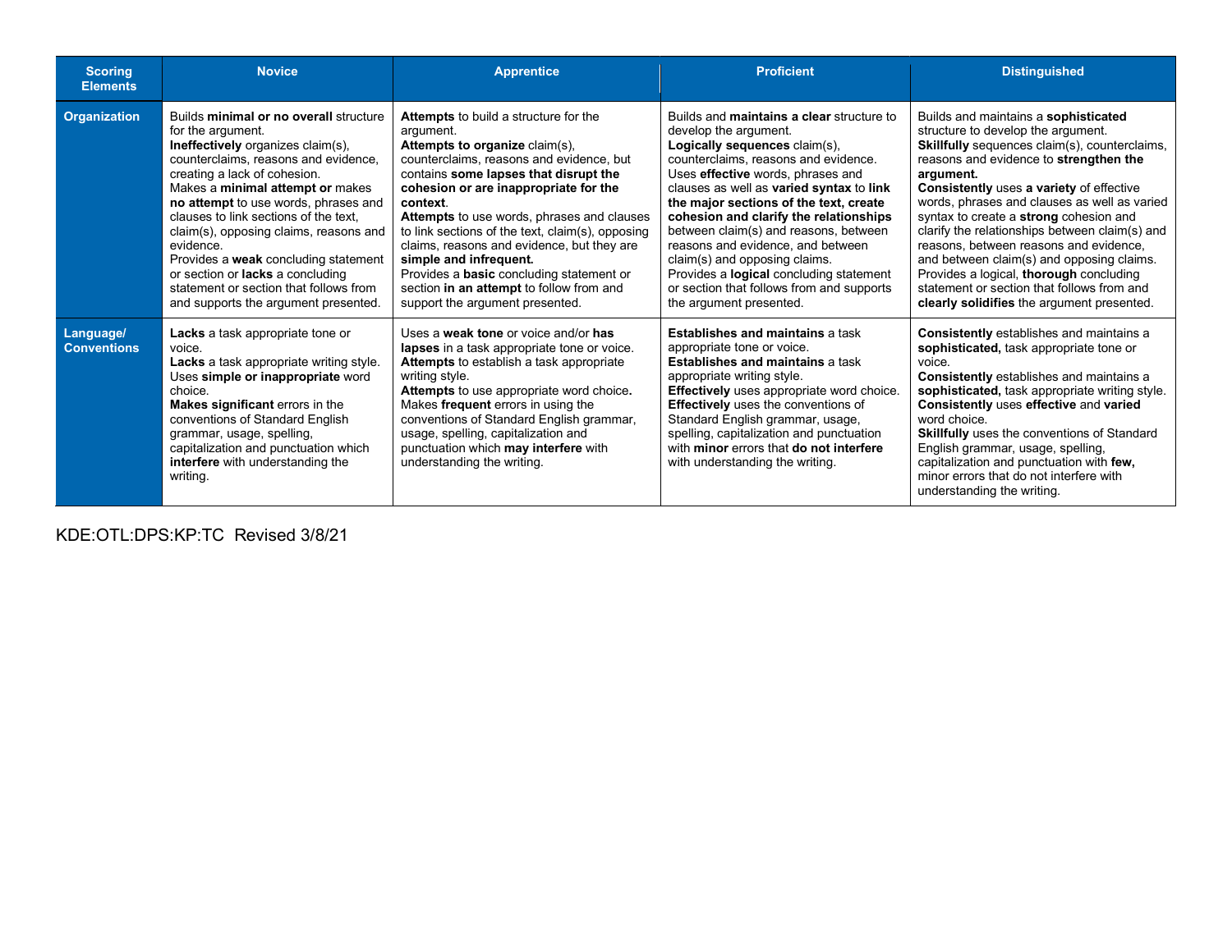| Scoring Elements | Novice | Apprentice | Proficient | Distinguished |
|---|---|---|---|---|
| **Organization** | Builds **minimal or no overall** structure for the argument.<br>**Ineffectively** organizes claim(s), counterclaims, reasons and evidence, creating a lack of cohesion.<br>Makes a **minimal attempt or** makes **no attempt** to use words, phrases and clauses to link sections of the text, claim(s), opposing claims, reasons and evidence.<br>Provides a **weak** concluding statement or section or **lacks** a concluding statement or section that follows from and supports the argument presented. | **Attempts** to build a structure for the argument.<br>**Attempts to organize** claim(s), counterclaims, reasons and evidence, but contains **some lapses that disrupt the cohesion or are inappropriate for the context**.<br>**Attempts** to use words, phrases and clauses to link sections of the text, claim(s), opposing claims, reasons and evidence, but they are **simple and infrequent.**<br>Provides a **basic** concluding statement or section **in an attempt** to follow from and support the argument presented. | Builds and **maintains a clear** structure to develop the argument.<br>**Logically sequences** claim(s), counterclaims, reasons and evidence.<br>Uses **effective** words, phrases and clauses as well as **varied syntax** to **link the major sections of the text, create cohesion and clarify the relationships** between claim(s) and reasons, between reasons and evidence, and between claim(s) and opposing claims.<br>Provides a **logical** concluding statement or section that follows from and supports the argument presented. | Builds and maintains a **sophisticated** structure to develop the argument.<br>**Skillfully** sequences claim(s), counterclaims, reasons and evidence to **strengthen the argument.**<br>**Consistently** uses **a variety** of effective words, phrases and clauses as well as varied syntax to create a **strong** cohesion and clarify the relationships between claim(s) and reasons, between reasons and evidence, and between claim(s) and opposing claims.<br>Provides a logical, **thorough** concluding statement or section that follows from and **clearly solidifies** the argument presented. |
| **Language/ Conventions** | **Lacks** a task appropriate tone or voice.<br>**Lacks** a task appropriate writing style.<br>Uses **simple or inappropriate** word choice.<br>**Makes significant** errors in the conventions of Standard English grammar, usage, spelling, capitalization and punctuation which **interfere** with understanding the writing. | Uses a **weak tone** or voice and/or **has lapses** in a task appropriate tone or voice.<br>**Attempts** to establish a task appropriate writing style.<br>**Attempts** to use appropriate word choice**.**<br>Makes **frequent** errors in using the conventions of Standard English grammar, usage, spelling, capitalization and punctuation which **may interfere** with understanding the writing. | **Establishes and maintains** a task appropriate tone or voice.<br>**Establishes and maintains** a task appropriate writing style.<br>**Effectively** uses appropriate word choice.<br>**Effectively** uses the conventions of Standard English grammar, usage, spelling, capitalization and punctuation with **minor** errors that **do not interfere** with understanding the writing. | **Consistently** establishes and maintains a **sophisticated,** task appropriate tone or voice.<br>**Consistently** establishes and maintains a **sophisticated,** task appropriate writing style.<br>**Consistently** uses **effective** and **varied** word choice.<br>**Skillfully** uses the conventions of Standard English grammar, usage, spelling, capitalization and punctuation with **few,** minor errors that do not interfere with understanding the writing. |

KDE:OTL:DPS:KP:TC Revised 3/8/21